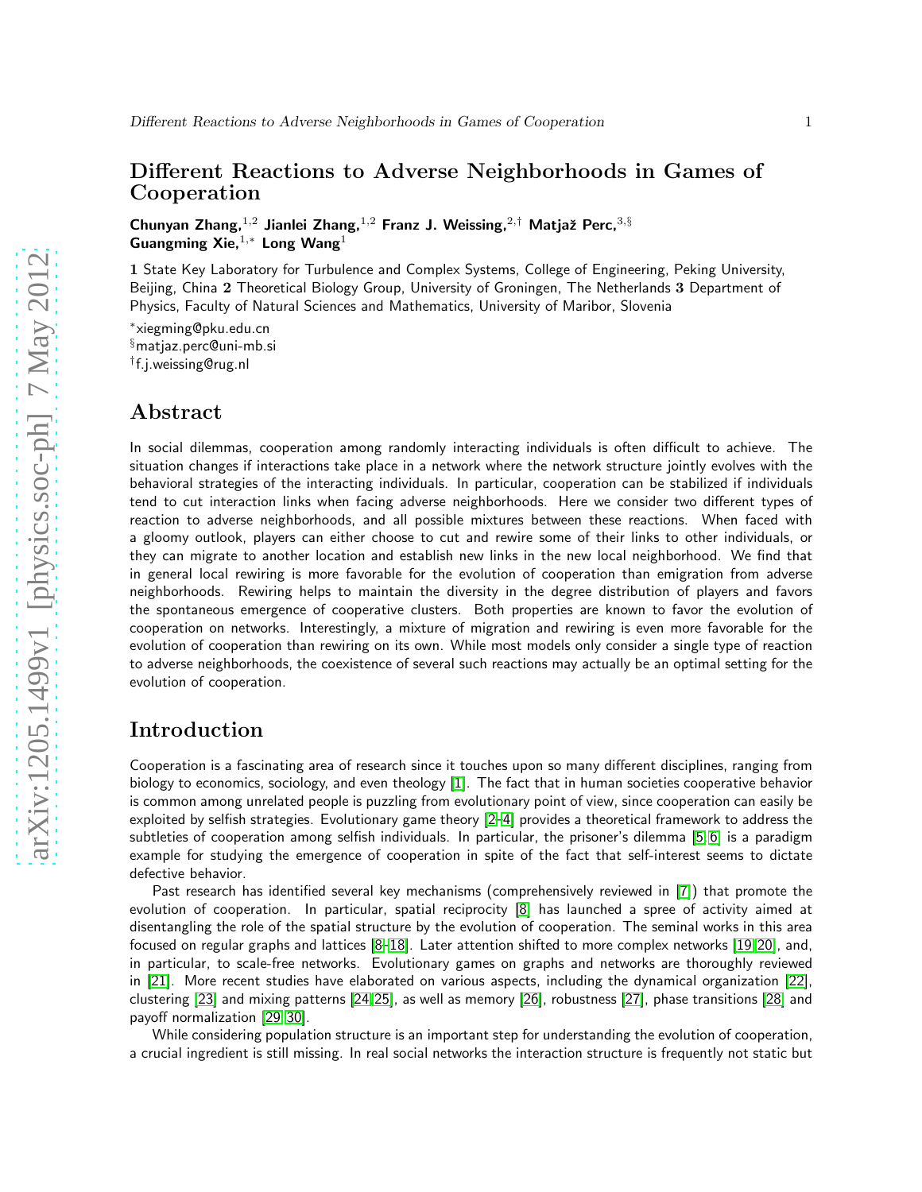# Different Reactions to Adverse Neighborhoods in Games of Cooperation

**Chunyan Zhang,[1,2] Jianlei Zhang,[1,2] Franz J. Weissing,[2,†] Matjaž Perc,[3,§] Guangming Xie,[1,∗] Long Wang[1]**

**1** State Key Laboratory for Turbulence and Complex Systems, College of Engineering, Peking University, Beijing, China **2** Theoretical Biology Group, University of Groningen, The Netherlands **3** Department of Physics, Faculty of Natural Sciences and Mathematics, University of Maribor, Slovenia

[∗]xiegming@pku.edu.cn
[§]matjaz.perc@uni-mb.si
[†]f.j.weissing@rug.nl

## Abstract

In social dilemmas, cooperation among randomly interacting individuals is often difficult to achieve. The situation changes if interactions take place in a network where the network structure jointly evolves with the behavioral strategies of the interacting individuals. In particular, cooperation can be stabilized if individuals tend to cut interaction links when facing adverse neighborhoods. Here we consider two different types of reaction to adverse neighborhoods, and all possible mixtures between these reactions. When faced with a gloomy outlook, players can either choose to cut and rewire some of their links to other individuals, or they can migrate to another location and establish new links in the new local neighborhood. We find that in general local rewiring is more favorable for the evolution of cooperation than emigration from adverse neighborhoods. Rewiring helps to maintain the diversity in the degree distribution of players and favors the spontaneous emergence of cooperative clusters. Both properties are known to favor the evolution of cooperation on networks. Interestingly, a mixture of migration and rewiring is even more favorable for the evolution of cooperation than rewiring on its own. While most models only consider a single type of reaction to adverse neighborhoods, the coexistence of several such reactions may actually be an optimal setting for the evolution of cooperation.

## Introduction

Cooperation is a fascinating area of research since it touches upon so many different disciplines, ranging from biology to economics, sociology, and even theology [1]. The fact that in human societies cooperative behavior is common among unrelated people is puzzling from evolutionary point of view, since cooperation can easily be exploited by selfish strategies. Evolutionary game theory [2–4] provides a theoretical framework to address the subtleties of cooperation among selfish individuals. In particular, the prisoner's dilemma [5, 6] is a paradigm example for studying the emergence of cooperation in spite of the fact that self-interest seems to dictate defective behavior.

Past research has identified several key mechanisms (comprehensively reviewed in [7]) that promote the evolution of cooperation. In particular, spatial reciprocity [8] has launched a spree of activity aimed at disentangling the role of the spatial structure by the evolution of cooperation. The seminal works in this area focused on regular graphs and lattices [8–18]. Later attention shifted to more complex networks [19, 20], and, in particular, to scale-free networks. Evolutionary games on graphs and networks are thoroughly reviewed in [21]. More recent studies have elaborated on various aspects, including the dynamical organization [22], clustering [23] and mixing patterns [24, 25], as well as memory [26], robustness [27], phase transitions [28] and payoff normalization [29, 30].

While considering population structure is an important step for understanding the evolution of cooperation, a crucial ingredient is still missing. In real social networks the interaction structure is frequently not static but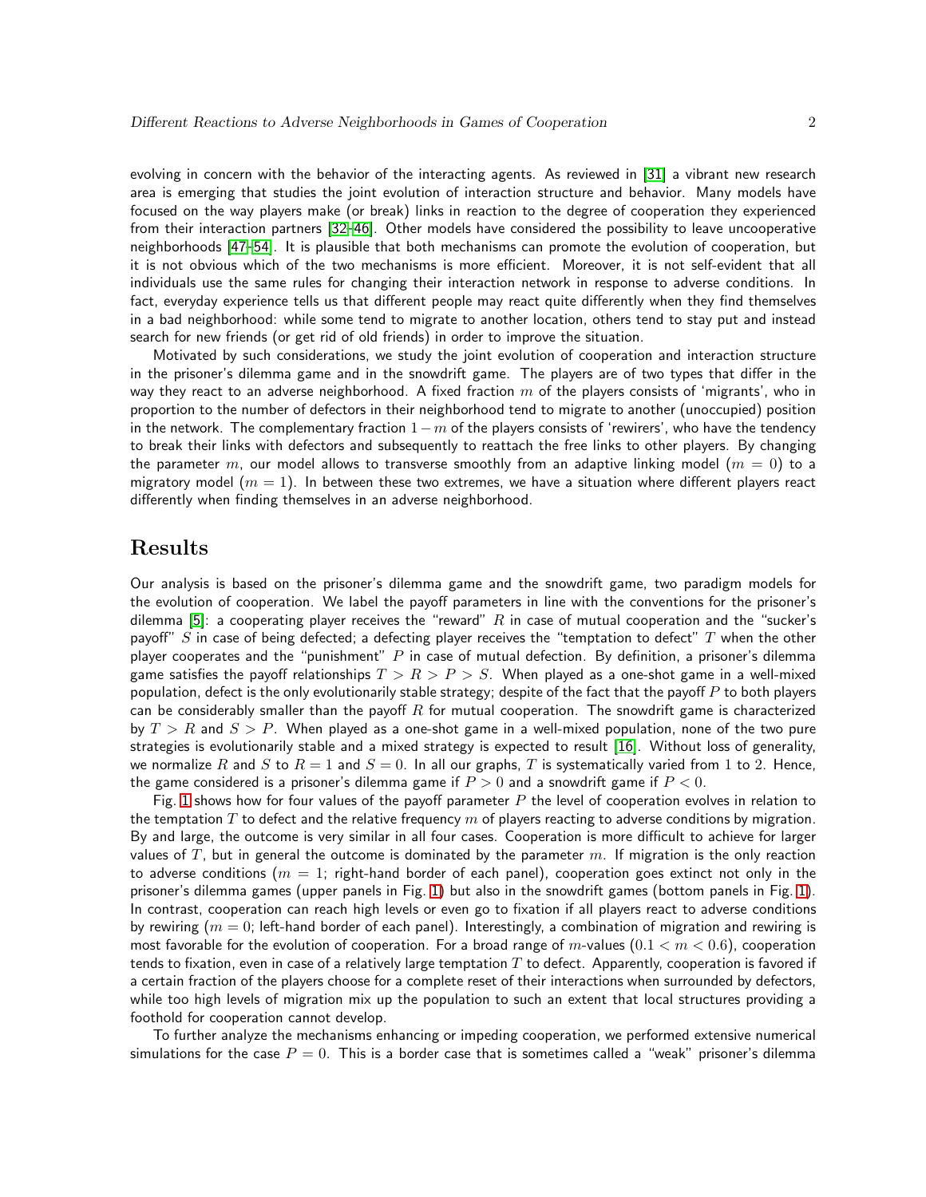evolving in concern with the behavior of the interacting agents. As reviewed in [31] a vibrant new research area is emerging that studies the joint evolution of interaction structure and behavior. Many models have focused on the way players make (or break) links in reaction to the degree of cooperation they experienced from their interaction partners [32–46]. Other models have considered the possibility to leave uncooperative neighborhoods [47–54]. It is plausible that both mechanisms can promote the evolution of cooperation, but it is not obvious which of the two mechanisms is more efficient. Moreover, it is not self-evident that all individuals use the same rules for changing their interaction network in response to adverse conditions. In fact, everyday experience tells us that different people may react quite differently when they find themselves in a bad neighborhood: while some tend to migrate to another location, others tend to stay put and instead search for new friends (or get rid of old friends) in order to improve the situation.

Motivated by such considerations, we study the joint evolution of cooperation and interaction structure in the prisoner's dilemma game and in the snowdrift game. The players are of two types that differ in the way they react to an adverse neighborhood. A fixed fraction $m$ of the players consists of 'migrants', who in proportion to the number of defectors in their neighborhood tend to migrate to another (unoccupied) position in the network. The complementary fraction $1-m$ of the players consists of 'rewirers', who have the tendency to break their links with defectors and subsequently to reattach the free links to other players. By changing the parameter $m$, our model allows to transverse smoothly from an adaptive linking model ($m = 0$) to a migratory model ($m = 1$). In between these two extremes, we have a situation where different players react differently when finding themselves in an adverse neighborhood.

## Results

Our analysis is based on the prisoner's dilemma game and the snowdrift game, two paradigm models for the evolution of cooperation. We label the payoff parameters in line with the conventions for the prisoner's dilemma [5]: a cooperating player receives the "reward" $R$ in case of mutual cooperation and the "sucker's payoff" $S$ in case of being defected; a defecting player receives the "temptation to defect" $T$ when the other player cooperates and the "punishment" $P$ in case of mutual defection. By definition, a prisoner's dilemma game satisfies the payoff relationships $T > R > P > S$. When played as a one-shot game in a well-mixed population, defect is the only evolutionarily stable strategy; despite of the fact that the payoff $P$ to both players can be considerably smaller than the payoff $R$ for mutual cooperation. The snowdrift game is characterized by $T > R$ and $S > P$. When played as a one-shot game in a well-mixed population, none of the two pure strategies is evolutionarily stable and a mixed strategy is expected to result [16]. Without loss of generality, we normalize $R$ and $S$ to $R = 1$ and $S = 0$. In all our graphs, $T$ is systematically varied from 1 to 2. Hence, the game considered is a prisoner's dilemma game if $P > 0$ and a snowdrift game if $P < 0$.

Fig. 1 shows how for four values of the payoff parameter $P$ the level of cooperation evolves in relation to the temptation $T$ to defect and the relative frequency $m$ of players reacting to adverse conditions by migration. By and large, the outcome is very similar in all four cases. Cooperation is more difficult to achieve for larger values of $T$, but in general the outcome is dominated by the parameter $m$. If migration is the only reaction to adverse conditions ($m = 1$; right-hand border of each panel), cooperation goes extinct not only in the prisoner's dilemma games (upper panels in Fig. 1) but also in the snowdrift games (bottom panels in Fig. 1). In contrast, cooperation can reach high levels or even go to fixation if all players react to adverse conditions by rewiring ($m = 0$; left-hand border of each panel). Interestingly, a combination of migration and rewiring is most favorable for the evolution of cooperation. For a broad range of $m$-values ($0.1 < m < 0.6$), cooperation tends to fixation, even in case of a relatively large temptation $T$ to defect. Apparently, cooperation is favored if a certain fraction of the players choose for a complete reset of their interactions when surrounded by defectors, while too high levels of migration mix up the population to such an extent that local structures providing a foothold for cooperation cannot develop.

To further analyze the mechanisms enhancing or impeding cooperation, we performed extensive numerical simulations for the case $P = 0$. This is a border case that is sometimes called a "weak" prisoner's dilemma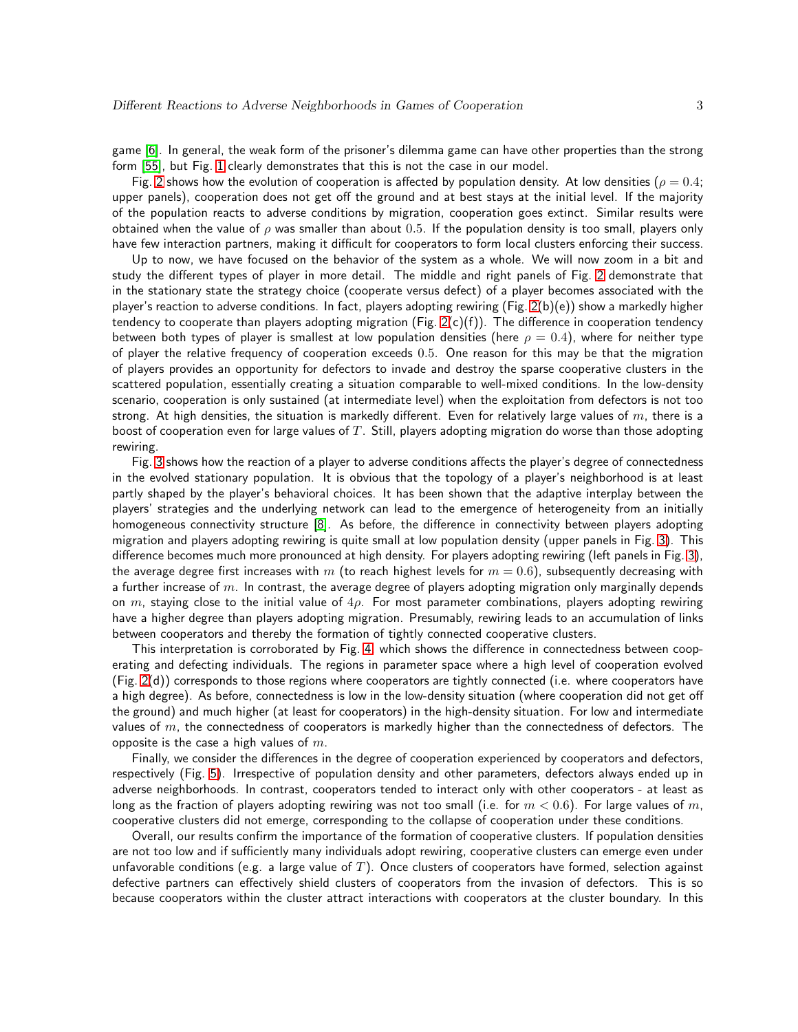game [6]. In general, the weak form of the prisoner's dilemma game can have other properties than the strong form [55], but Fig. 1 clearly demonstrates that this is not the case in our model.

Fig. 2 shows how the evolution of cooperation is affected by population density. At low densities ($\rho = 0.4$; upper panels), cooperation does not get off the ground and at best stays at the initial level. If the majority of the population reacts to adverse conditions by migration, cooperation goes extinct. Similar results were obtained when the value of $\rho$ was smaller than about $0.5$. If the population density is too small, players only have few interaction partners, making it difficult for cooperators to form local clusters enforcing their success.

Up to now, we have focused on the behavior of the system as a whole. We will now zoom in a bit and study the different types of player in more detail. The middle and right panels of Fig. 2 demonstrate that in the stationary state the strategy choice (cooperate versus defect) of a player becomes associated with the player's reaction to adverse conditions. In fact, players adopting rewiring (Fig. 2(b)(e)) show a markedly higher tendency to cooperate than players adopting migration (Fig. 2(c)(f)). The difference in cooperation tendency between both types of player is smallest at low population densities (here $\rho = 0.4$), where for neither type of player the relative frequency of cooperation exceeds $0.5$. One reason for this may be that the migration of players provides an opportunity for defectors to invade and destroy the sparse cooperative clusters in the scattered population, essentially creating a situation comparable to well-mixed conditions. In the low-density scenario, cooperation is only sustained (at intermediate level) when the exploitation from defectors is not too strong. At high densities, the situation is markedly different. Even for relatively large values of $m$, there is a boost of cooperation even for large values of $T$. Still, players adopting migration do worse than those adopting rewiring.

Fig. 3 shows how the reaction of a player to adverse conditions affects the player's degree of connectedness in the evolved stationary population. It is obvious that the topology of a player's neighborhood is at least partly shaped by the player's behavioral choices. It has been shown that the adaptive interplay between the players' strategies and the underlying network can lead to the emergence of heterogeneity from an initially homogeneous connectivity structure [8]. As before, the difference in connectivity between players adopting migration and players adopting rewiring is quite small at low population density (upper panels in Fig. 3). This difference becomes much more pronounced at high density. For players adopting rewiring (left panels in Fig. 3), the average degree first increases with $m$ (to reach highest levels for $m = 0.6$), subsequently decreasing with a further increase of $m$. In contrast, the average degree of players adopting migration only marginally depends on $m$, staying close to the initial value of $4\rho$. For most parameter combinations, players adopting rewiring have a higher degree than players adopting migration. Presumably, rewiring leads to an accumulation of links between cooperators and thereby the formation of tightly connected cooperative clusters.

This interpretation is corroborated by Fig. 4, which shows the difference in connectedness between cooperating and defecting individuals. The regions in parameter space where a high level of cooperation evolved (Fig. 2(d)) corresponds to those regions where cooperators are tightly connected (i.e. where cooperators have a high degree). As before, connectedness is low in the low-density situation (where cooperation did not get off the ground) and much higher (at least for cooperators) in the high-density situation. For low and intermediate values of $m$, the connectedness of cooperators is markedly higher than the connectedness of defectors. The opposite is the case a high values of $m$.

Finally, we consider the differences in the degree of cooperation experienced by cooperators and defectors, respectively (Fig. 5). Irrespective of population density and other parameters, defectors always ended up in adverse neighborhoods. In contrast, cooperators tended to interact only with other cooperators - at least as long as the fraction of players adopting rewiring was not too small (i.e. for $m < 0.6$). For large values of $m$, cooperative clusters did not emerge, corresponding to the collapse of cooperation under these conditions.

Overall, our results confirm the importance of the formation of cooperative clusters. If population densities are not too low and if sufficiently many individuals adopt rewiring, cooperative clusters can emerge even under unfavorable conditions (e.g. a large value of $T$). Once clusters of cooperators have formed, selection against defective partners can effectively shield clusters of cooperators from the invasion of defectors. This is so because cooperators within the cluster attract interactions with cooperators at the cluster boundary. In this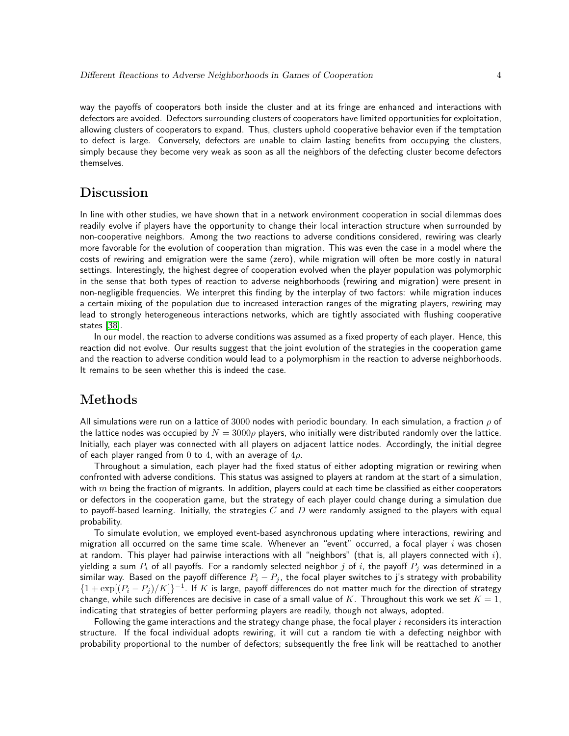way the payoffs of cooperators both inside the cluster and at its fringe are enhanced and interactions with defectors are avoided. Defectors surrounding clusters of cooperators have limited opportunities for exploitation, allowing clusters of cooperators to expand. Thus, clusters uphold cooperative behavior even if the temptation to defect is large. Conversely, defectors are unable to claim lasting benefits from occupying the clusters, simply because they become very weak as soon as all the neighbors of the defecting cluster become defectors themselves.

## Discussion

In line with other studies, we have shown that in a network environment cooperation in social dilemmas does readily evolve if players have the opportunity to change their local interaction structure when surrounded by non-cooperative neighbors. Among the two reactions to adverse conditions considered, rewiring was clearly more favorable for the evolution of cooperation than migration. This was even the case in a model where the costs of rewiring and emigration were the same (zero), while migration will often be more costly in natural settings. Interestingly, the highest degree of cooperation evolved when the player population was polymorphic in the sense that both types of reaction to adverse neighborhoods (rewiring and migration) were present in non-negligible frequencies. We interpret this finding by the interplay of two factors: while migration induces a certain mixing of the population due to increased interaction ranges of the migrating players, rewiring may lead to strongly heterogeneous interactions networks, which are tightly associated with flushing cooperative states [38].

In our model, the reaction to adverse conditions was assumed as a fixed property of each player. Hence, this reaction did not evolve. Our results suggest that the joint evolution of the strategies in the cooperation game and the reaction to adverse condition would lead to a polymorphism in the reaction to adverse neighborhoods. It remains to be seen whether this is indeed the case.

## Methods

All simulations were run on a lattice of $3000$ nodes with periodic boundary. In each simulation, a fraction $\rho$ of the lattice nodes was occupied by $N = 3000\rho$ players, who initially were distributed randomly over the lattice. Initially, each player was connected with all players on adjacent lattice nodes. Accordingly, the initial degree of each player ranged from $0$ to $4$, with an average of $4\rho$.

Throughout a simulation, each player had the fixed status of either adopting migration or rewiring when confronted with adverse conditions. This status was assigned to players at random at the start of a simulation, with $m$ being the fraction of migrants. In addition, players could at each time be classified as either cooperators or defectors in the cooperation game, but the strategy of each player could change during a simulation due to payoff-based learning. Initially, the strategies $C$ and $D$ were randomly assigned to the players with equal probability.

To simulate evolution, we employed event-based asynchronous updating where interactions, rewiring and migration all occurred on the same time scale. Whenever an "event" occurred, a focal player $i$ was chosen at random. This player had pairwise interactions with all "neighbors" (that is, all players connected with $i$), yielding a sum $P_i$ of all payoffs. For a randomly selected neighbor $j$ of $i$, the payoff $P_j$ was determined in a similar way. Based on the payoff difference $P_i - P_j$, the focal player switches to j's strategy with probability $\{1 + \exp[(P_i - P_j)/K]\}^{-1}$. If $K$ is large, payoff differences do not matter much for the direction of strategy change, while such differences are decisive in case of a small value of $K$. Throughout this work we set $K = 1$, indicating that strategies of better performing players are readily, though not always, adopted.

Following the game interactions and the strategy change phase, the focal player $i$ reconsiders its interaction structure. If the focal individual adopts rewiring, it will cut a random tie with a defecting neighbor with probability proportional to the number of defectors; subsequently the free link will be reattached to another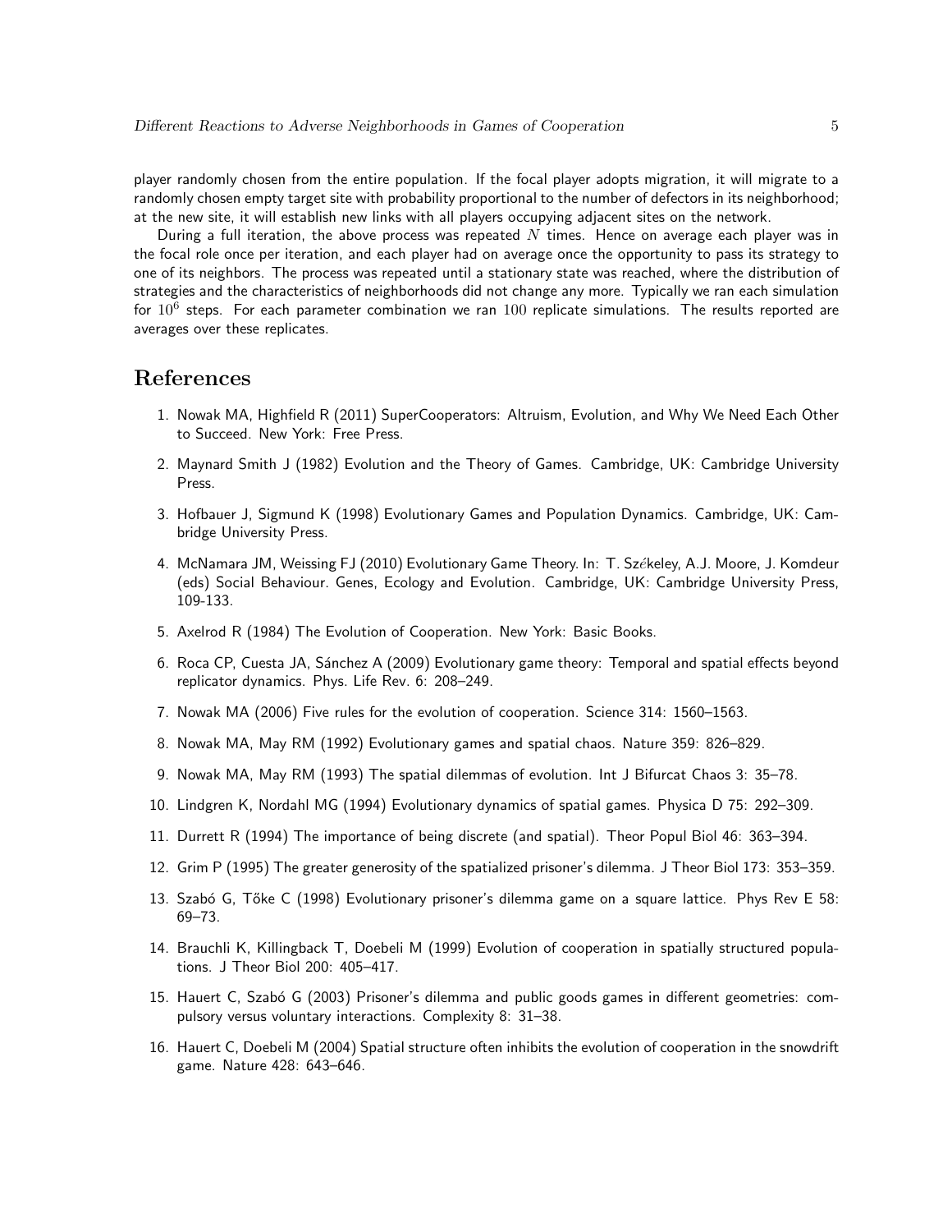player randomly chosen from the entire population. If the focal player adopts migration, it will migrate to a randomly chosen empty target site with probability proportional to the number of defectors in its neighborhood; at the new site, it will establish new links with all players occupying adjacent sites on the network.

During a full iteration, the above process was repeated $N$ times. Hence on average each player was in the focal role once per iteration, and each player had on average once the opportunity to pass its strategy to one of its neighbors. The process was repeated until a stationary state was reached, where the distribution of strategies and the characteristics of neighborhoods did not change any more. Typically we ran each simulation for $10^6$ steps. For each parameter combination we ran $100$ replicate simulations. The results reported are averages over these replicates.

# References

1. Nowak MA, Highfield R (2011) SuperCooperators: Altruism, Evolution, and Why We Need Each Other to Succeed. New York: Free Press.
2. Maynard Smith J (1982) Evolution and the Theory of Games. Cambridge, UK: Cambridge University Press.
3. Hofbauer J, Sigmund K (1998) Evolutionary Games and Population Dynamics. Cambridge, UK: Cambridge University Press.
4. McNamara JM, Weissing FJ (2010) Evolutionary Game Theory. In: T. Székeley, A.J. Moore, J. Komdeur (eds) Social Behaviour. Genes, Ecology and Evolution. Cambridge, UK: Cambridge University Press, 109-133.
5. Axelrod R (1984) The Evolution of Cooperation. New York: Basic Books.
6. Roca CP, Cuesta JA, Sánchez A (2009) Evolutionary game theory: Temporal and spatial effects beyond replicator dynamics. Phys. Life Rev. 6: 208–249.
7. Nowak MA (2006) Five rules for the evolution of cooperation. Science 314: 1560–1563.
8. Nowak MA, May RM (1992) Evolutionary games and spatial chaos. Nature 359: 826–829.
9. Nowak MA, May RM (1993) The spatial dilemmas of evolution. Int J Bifurcat Chaos 3: 35–78.
10. Lindgren K, Nordahl MG (1994) Evolutionary dynamics of spatial games. Physica D 75: 292–309.
11. Durrett R (1994) The importance of being discrete (and spatial). Theor Popul Biol 46: 363–394.
12. Grim P (1995) The greater generosity of the spatialized prisoner's dilemma. J Theor Biol 173: 353–359.
13. Szabó G, Tőke C (1998) Evolutionary prisoner's dilemma game on a square lattice. Phys Rev E 58: 69–73.
14. Brauchli K, Killingback T, Doebeli M (1999) Evolution of cooperation in spatially structured populations. J Theor Biol 200: 405–417.
15. Hauert C, Szabó G (2003) Prisoner's dilemma and public goods games in different geometries: compulsory versus voluntary interactions. Complexity 8: 31–38.
16. Hauert C, Doebeli M (2004) Spatial structure often inhibits the evolution of cooperation in the snowdrift game. Nature 428: 643–646.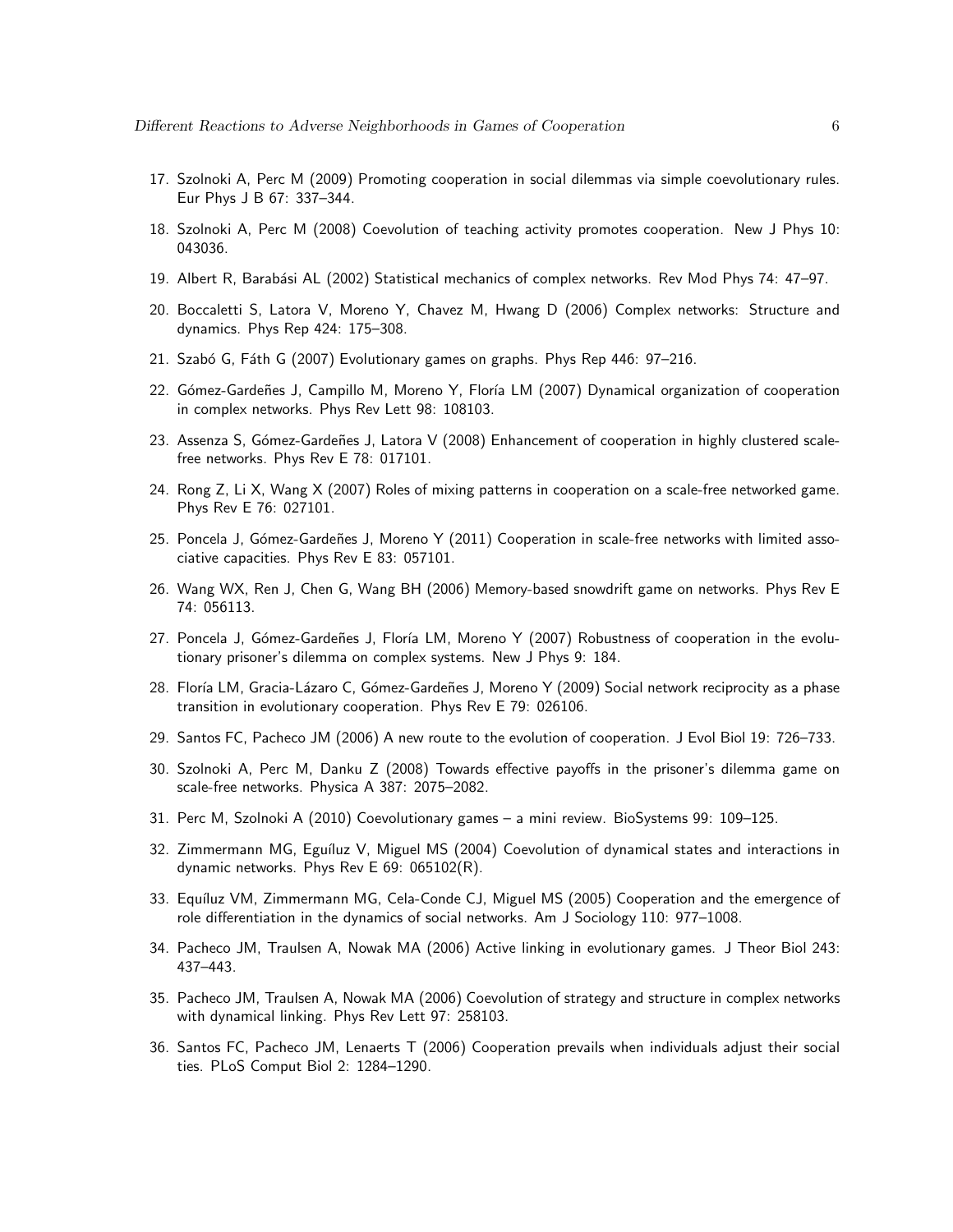17. Szolnoki A, Perc M (2009) Promoting cooperation in social dilemmas via simple coevolutionary rules. Eur Phys J B 67: 337–344.

18. Szolnoki A, Perc M (2008) Coevolution of teaching activity promotes cooperation. New J Phys 10: 043036.

19. Albert R, Barabási AL (2002) Statistical mechanics of complex networks. Rev Mod Phys 74: 47–97.

20. Boccaletti S, Latora V, Moreno Y, Chavez M, Hwang D (2006) Complex networks: Structure and dynamics. Phys Rep 424: 175–308.

21. Szabó G, Fáth G (2007) Evolutionary games on graphs. Phys Rep 446: 97–216.

22. Gómez-Gardeñes J, Campillo M, Moreno Y, Floría LM (2007) Dynamical organization of cooperation in complex networks. Phys Rev Lett 98: 108103.

23. Assenza S, Gómez-Gardeñes J, Latora V (2008) Enhancement of cooperation in highly clustered scale-free networks. Phys Rev E 78: 017101.

24. Rong Z, Li X, Wang X (2007) Roles of mixing patterns in cooperation on a scale-free networked game. Phys Rev E 76: 027101.

25. Poncela J, Gómez-Gardeñes J, Moreno Y (2011) Cooperation in scale-free networks with limited associative capacities. Phys Rev E 83: 057101.

26. Wang WX, Ren J, Chen G, Wang BH (2006) Memory-based snowdrift game on networks. Phys Rev E 74: 056113.

27. Poncela J, Gómez-Gardeñes J, Floría LM, Moreno Y (2007) Robustness of cooperation in the evolutionary prisoner's dilemma on complex systems. New J Phys 9: 184.

28. Floría LM, Gracia-Lázaro C, Gómez-Gardeñes J, Moreno Y (2009) Social network reciprocity as a phase transition in evolutionary cooperation. Phys Rev E 79: 026106.

29. Santos FC, Pacheco JM (2006) A new route to the evolution of cooperation. J Evol Biol 19: 726–733.

30. Szolnoki A, Perc M, Danku Z (2008) Towards effective payoffs in the prisoner's dilemma game on scale-free networks. Physica A 387: 2075–2082.

31. Perc M, Szolnoki A (2010) Coevolutionary games – a mini review. BioSystems 99: 109–125.

32. Zimmermann MG, Eguíluz V, Miguel MS (2004) Coevolution of dynamical states and interactions in dynamic networks. Phys Rev E 69: 065102(R).

33. Equíluz VM, Zimmermann MG, Cela-Conde CJ, Miguel MS (2005) Cooperation and the emergence of role differentiation in the dynamics of social networks. Am J Sociology 110: 977–1008.

34. Pacheco JM, Traulsen A, Nowak MA (2006) Active linking in evolutionary games. J Theor Biol 243: 437–443.

35. Pacheco JM, Traulsen A, Nowak MA (2006) Coevolution of strategy and structure in complex networks with dynamical linking. Phys Rev Lett 97: 258103.

36. Santos FC, Pacheco JM, Lenaerts T (2006) Cooperation prevails when individuals adjust their social ties. PLoS Comput Biol 2: 1284–1290.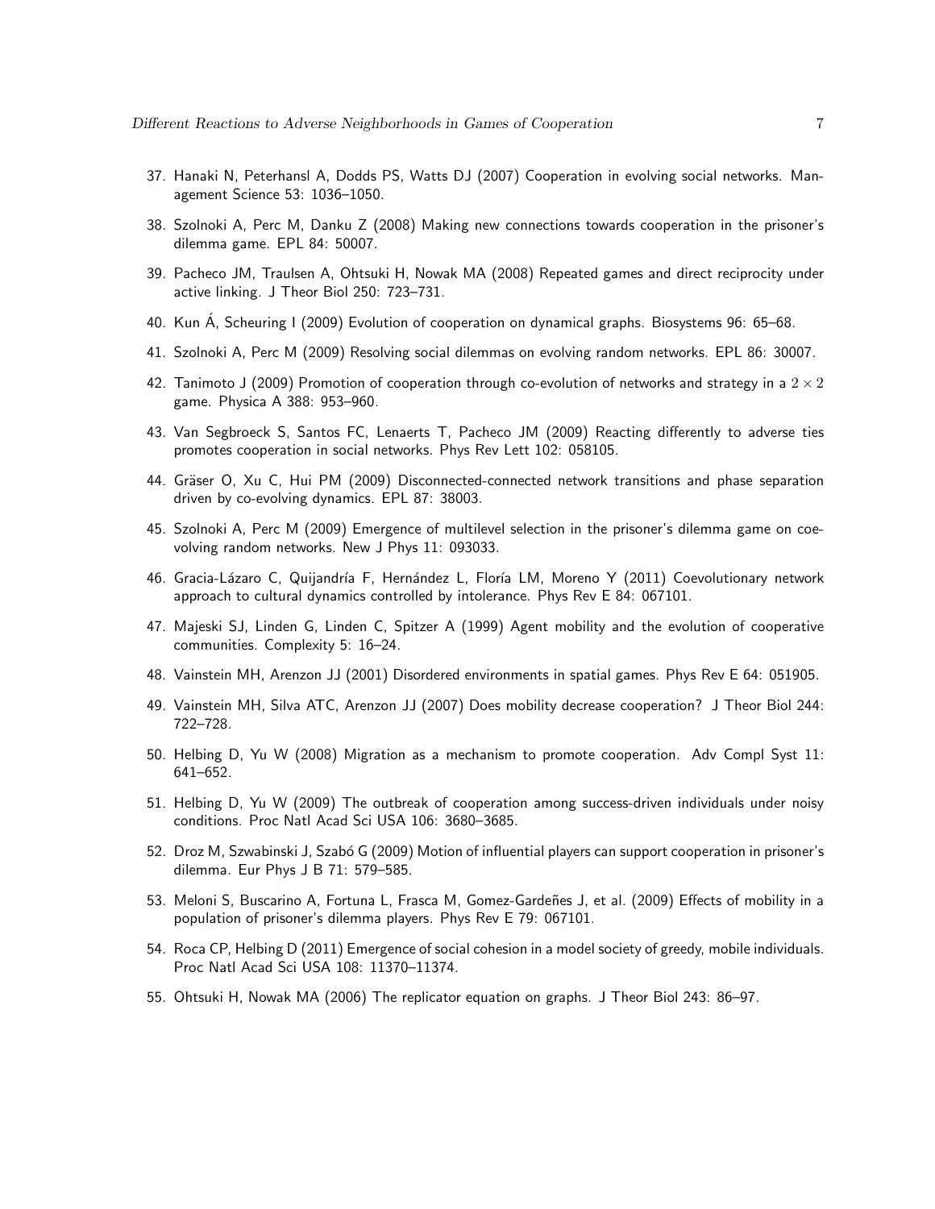37. Hanaki N, Peterhansl A, Dodds PS, Watts DJ (2007) Cooperation in evolving social networks. Management Science 53: 1036–1050.

38. Szolnoki A, Perc M, Danku Z (2008) Making new connections towards cooperation in the prisoner's dilemma game. EPL 84: 50007.

39. Pacheco JM, Traulsen A, Ohtsuki H, Nowak MA (2008) Repeated games and direct reciprocity under active linking. J Theor Biol 250: 723–731.

40. Kun Á, Scheuring I (2009) Evolution of cooperation on dynamical graphs. Biosystems 96: 65–68.

41. Szolnoki A, Perc M (2009) Resolving social dilemmas on evolving random networks. EPL 86: 30007.

42. Tanimoto J (2009) Promotion of cooperation through co-evolution of networks and strategy in a $2 \times 2$ game. Physica A 388: 953–960.

43. Van Segbroeck S, Santos FC, Lenaerts T, Pacheco JM (2009) Reacting differently to adverse ties promotes cooperation in social networks. Phys Rev Lett 102: 058105.

44. Gräser O, Xu C, Hui PM (2009) Disconnected-connected network transitions and phase separation driven by co-evolving dynamics. EPL 87: 38003.

45. Szolnoki A, Perc M (2009) Emergence of multilevel selection in the prisoner's dilemma game on coevolving random networks. New J Phys 11: 093033.

46. Gracia-Lázaro C, Quijandría F, Hernández L, Floría LM, Moreno Y (2011) Coevolutionary network approach to cultural dynamics controlled by intolerance. Phys Rev E 84: 067101.

47. Majeski SJ, Linden G, Linden C, Spitzer A (1999) Agent mobility and the evolution of cooperative communities. Complexity 5: 16–24.

48. Vainstein MH, Arenzon JJ (2001) Disordered environments in spatial games. Phys Rev E 64: 051905.

49. Vainstein MH, Silva ATC, Arenzon JJ (2007) Does mobility decrease cooperation? J Theor Biol 244: 722–728.

50. Helbing D, Yu W (2008) Migration as a mechanism to promote cooperation. Adv Compl Syst 11: 641–652.

51. Helbing D, Yu W (2009) The outbreak of cooperation among success-driven individuals under noisy conditions. Proc Natl Acad Sci USA 106: 3680–3685.

52. Droz M, Szwabinski J, Szabó G (2009) Motion of influential players can support cooperation in prisoner's dilemma. Eur Phys J B 71: 579–585.

53. Meloni S, Buscarino A, Fortuna L, Frasca M, Gomez-Gardeñes J, et al. (2009) Effects of mobility in a population of prisoner's dilemma players. Phys Rev E 79: 067101.

54. Roca CP, Helbing D (2011) Emergence of social cohesion in a model society of greedy, mobile individuals. Proc Natl Acad Sci USA 108: 11370–11374.

55. Ohtsuki H, Nowak MA (2006) The replicator equation on graphs. J Theor Biol 243: 86–97.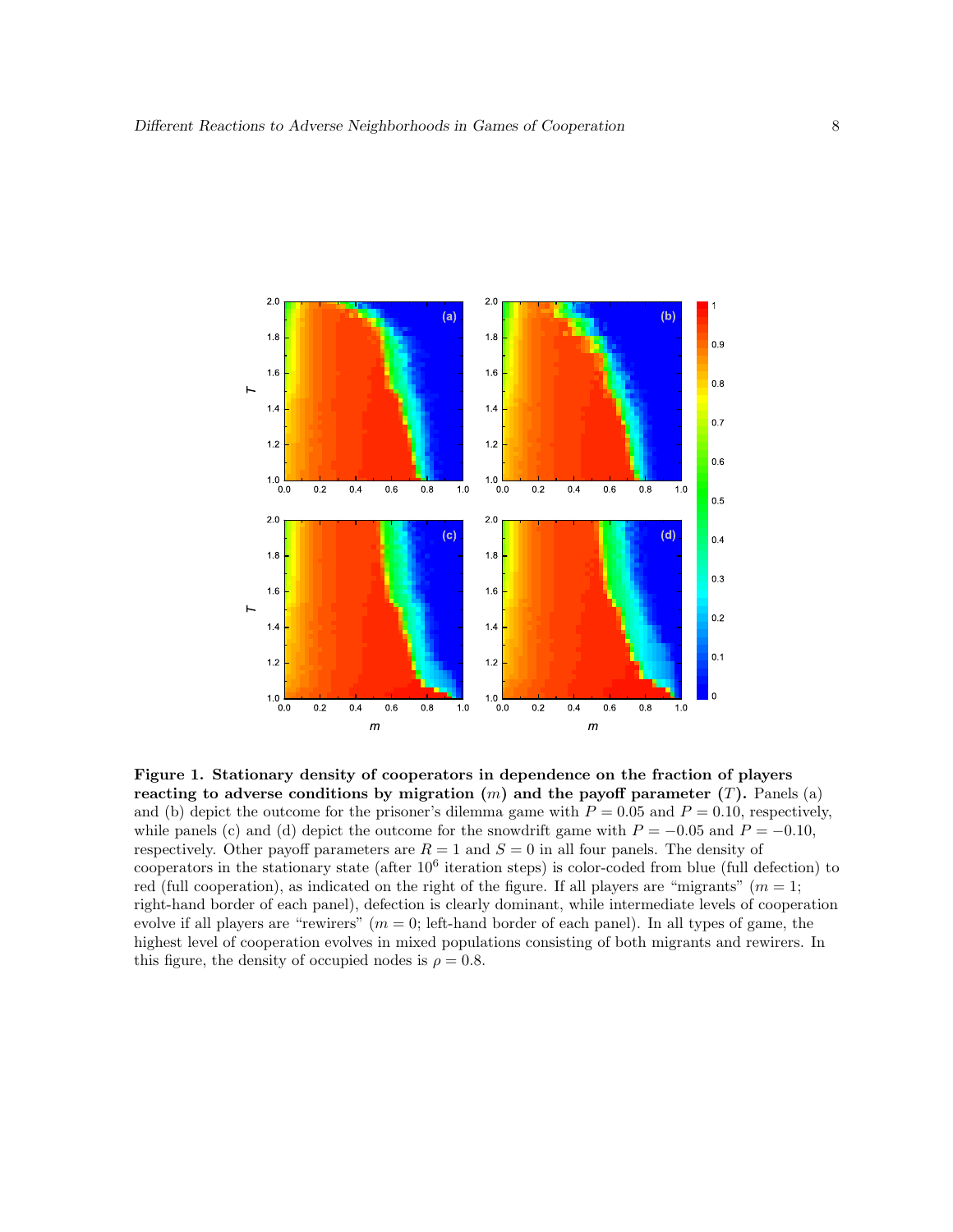**Figure 1. Stationary density of cooperators in dependence on the fraction of players reacting to adverse conditions by migration ($m$) and the payoff parameter ($T$).** Panels (a) and (b) depict the outcome for the prisoner's dilemma game with $P = 0.05$ and $P = 0.10$, respectively, while panels (c) and (d) depict the outcome for the snowdrift game with $P = -0.05$ and $P = -0.10$, respectively. Other payoff parameters are $R = 1$ and $S = 0$ in all four panels. The density of cooperators in the stationary state (after $10^6$ iteration steps) is color-coded from blue (full defection) to red (full cooperation), as indicated on the right of the figure. If all players are "migrants" ($m = 1$; right-hand border of each panel), defection is clearly dominant, while intermediate levels of cooperation evolve if all players are "rewirers" ($m = 0$; left-hand border of each panel). In all types of game, the highest level of cooperation evolves in mixed populations consisting of both migrants and rewirers. In this figure, the density of occupied nodes is $\rho = 0.8$.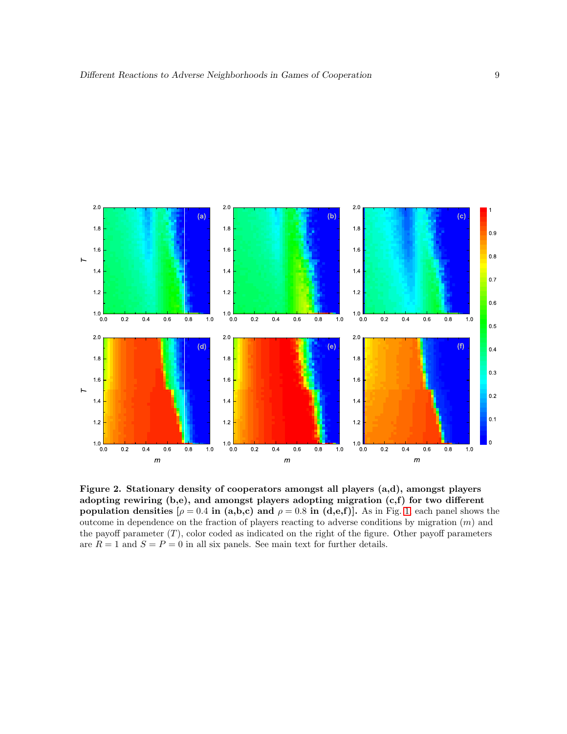**Figure 2. Stationary density of cooperators amongst all players (a,d), amongst players adopting rewiring (b,e), and amongst players adopting migration (c,f) for two different population densities [$\rho = 0.4$ in (a,b,c) and $\rho = 0.8$ in (d,e,f)].** As in Fig. 1 each panel shows the outcome in dependence on the fraction of players reacting to adverse conditions by migration ($m$) and the payoff parameter ($T$), color coded as indicated on the right of the figure. Other payoff parameters are $R = 1$ and $S = P = 0$ in all six panels. See main text for further details.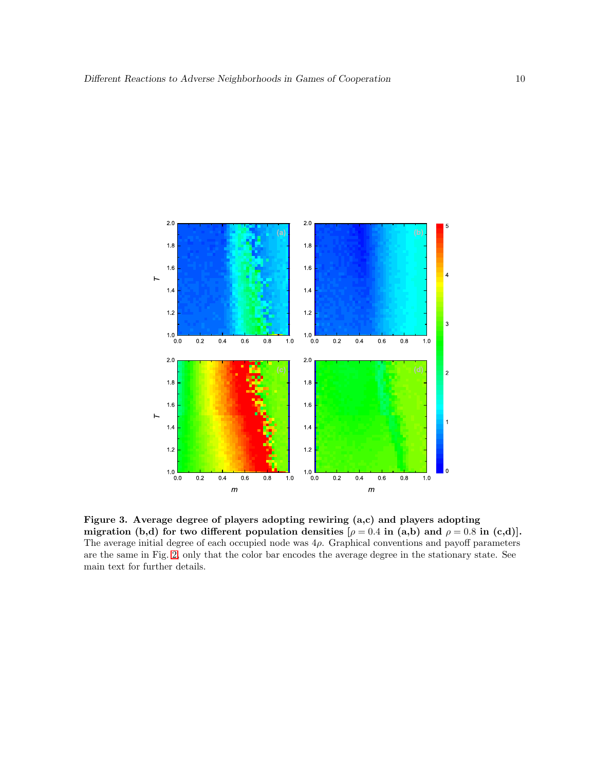**Figure 3. Average degree of players adopting rewiring (a,c) and players adopting migration (b,d) for two different population densities [$\rho = 0.4$ in (a,b) and $\rho = 0.8$ in (c,d)].** The average initial degree of each occupied node was $4\rho$. Graphical conventions and payoff parameters are the same in Fig. 2, only that the color bar encodes the average degree in the stationary state. See main text for further details.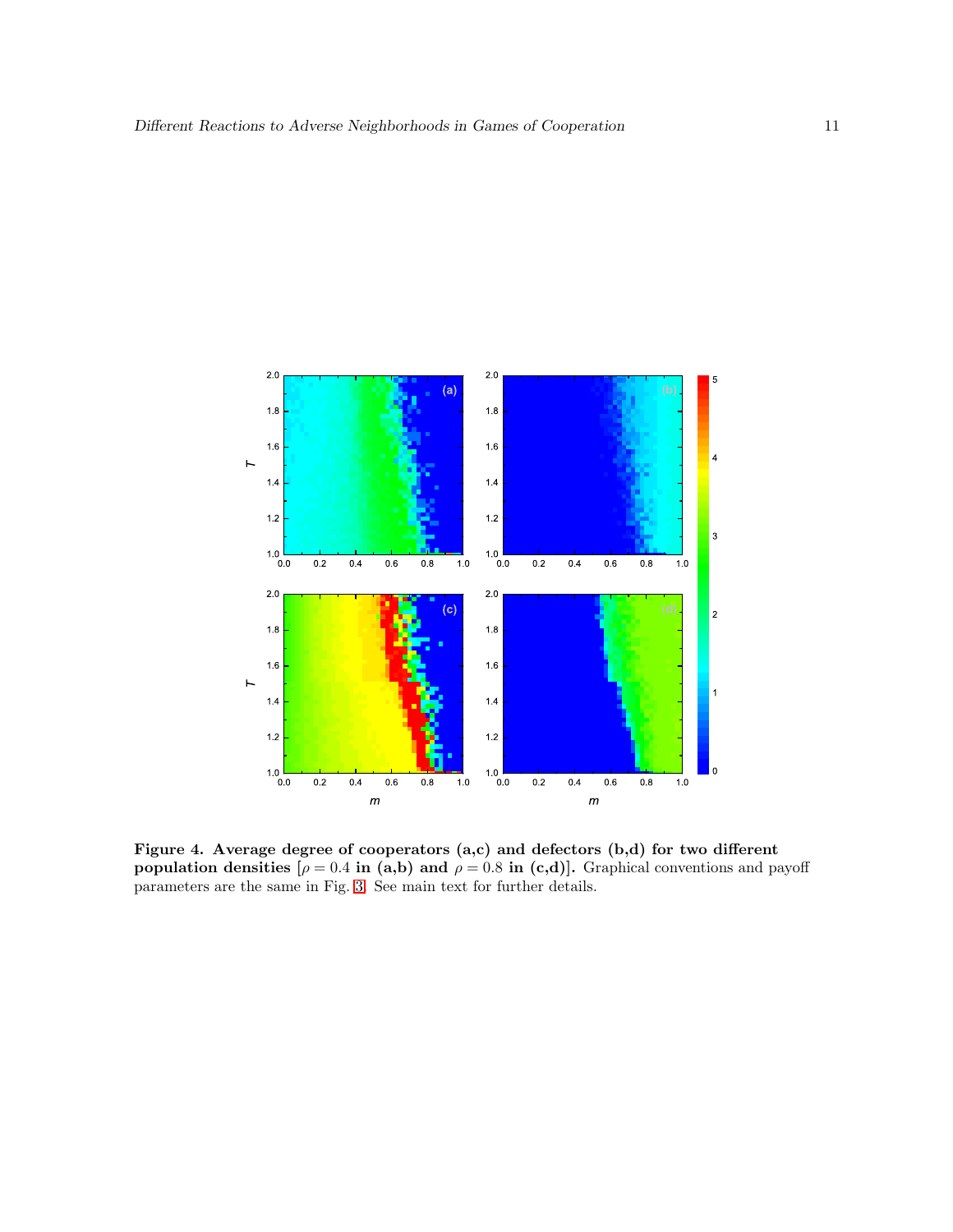**Figure 4. Average degree of cooperators (a,c) and defectors (b,d) for two different population densities [$\rho = 0.4$ in (a,b) and $\rho = 0.8$ in (c,d)].** Graphical conventions and payoff parameters are the same in Fig. 3. See main text for further details.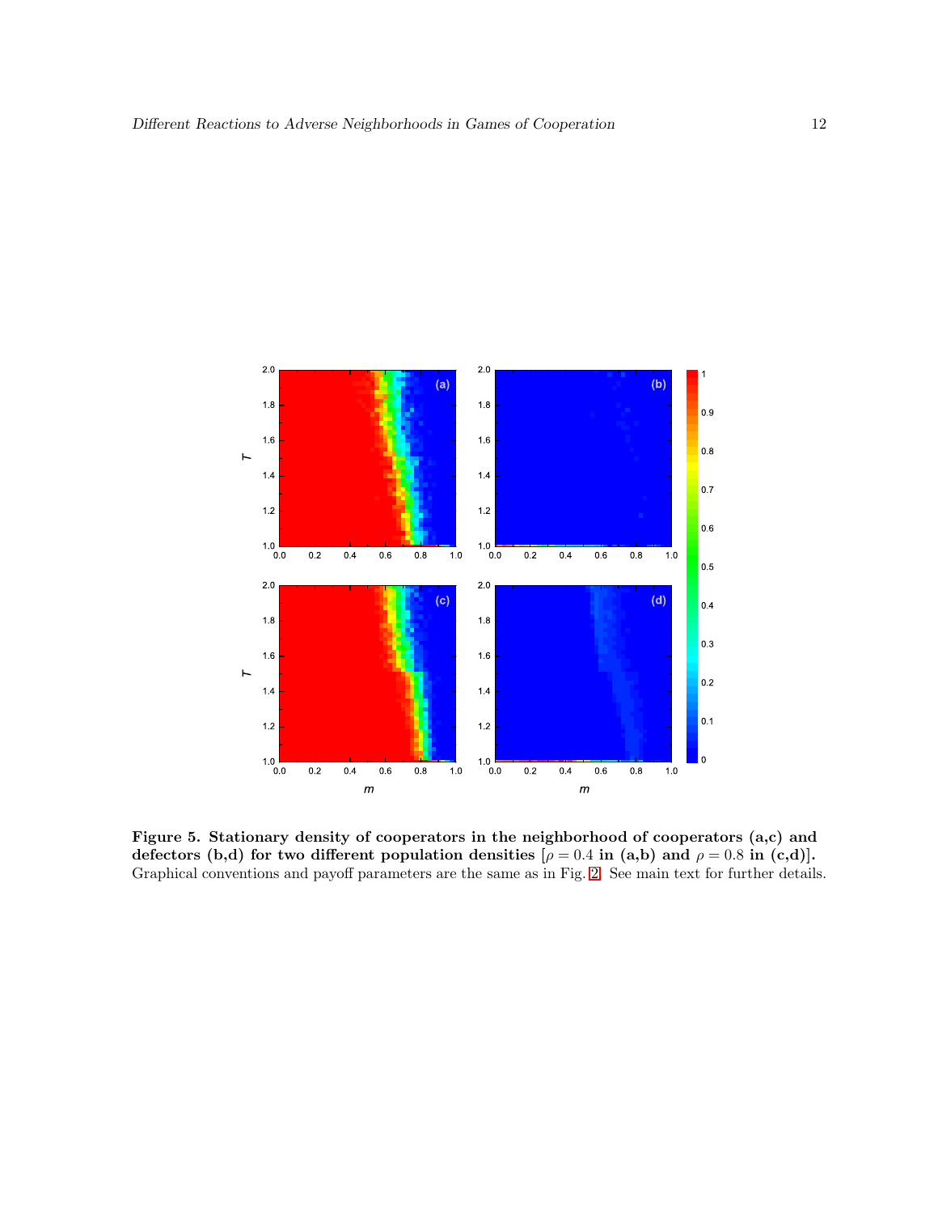(a)

(b)

(c)

(d)

T

m

2.0
1.8
1.6
1.4
1.2
1.0

0.0 0.2 0.4 0.6 0.8 1.0

1
0.9
0.8
0.7
0.6
0.5
0.4
0.3
0.2
0.1
0

**Figure 5. Stationary density of cooperators in the neighborhood of cooperators (a,c) and defectors (b,d) for two different population densities [$\rho = 0.4$ in (a,b) and $\rho = 0.8$ in (c,d)].** Graphical conventions and payoff parameters are the same as in Fig. 2. See main text for further details.